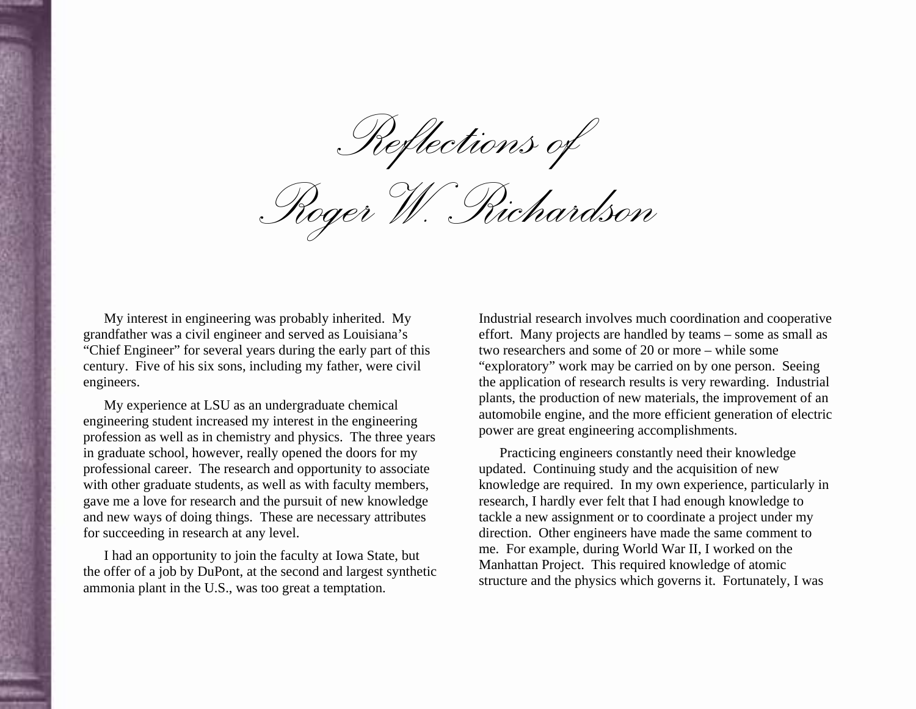# Reflections of Roger W. Richardson

My interest in engineering was probably inherited. My grandfather was a civil engineer and served as Louisiana's "Chief Engineer" for several years during the early part of this century. Five of his six sons, including my father, were civil engineers.

My experience at LSU as an undergraduate chemical engineering student increased my interest in the engineering profession as well as in chemistry and physics. The three years in graduate school, however, really opened the doors for my professional career. The research and opportunity to associate with other graduate students, as well as with faculty members, gave me a love for research and the pursuit of new knowledge and new ways of doing things. These are necessary attributes for succeeding in research at any level.

I had an opportunity to join the faculty at Iowa State, but the offer of a job by DuPont, at the second and largest synthetic ammonia plant in the U.S., was too great a temptation. Industrial research involves much coordination and cooperative effort. Many projects are handled by teams – some as small as two researchers and some of 20 or more – while some "exploratory" work may be carried on by one person. Seeing the application of research results is very rewarding. Industrial plants, the production of new materials, the improvement of an automobile engine, and the more efficient generation of electric power are great engineering accomplishments.

Practicing engineers constantly need their knowledge updated. Continuing study and the acquisition of new knowledge are required. In my own experience, particularly in research, I hardly ever felt that I had enough knowledge to tackle a new assignment or to coordinate a project under my direction. Other engineers have made the same comment to me. For example, during World War II, I worked on the Manhattan Project. This required knowledge of atomic structure and the physics which governs it. Fortunately, I was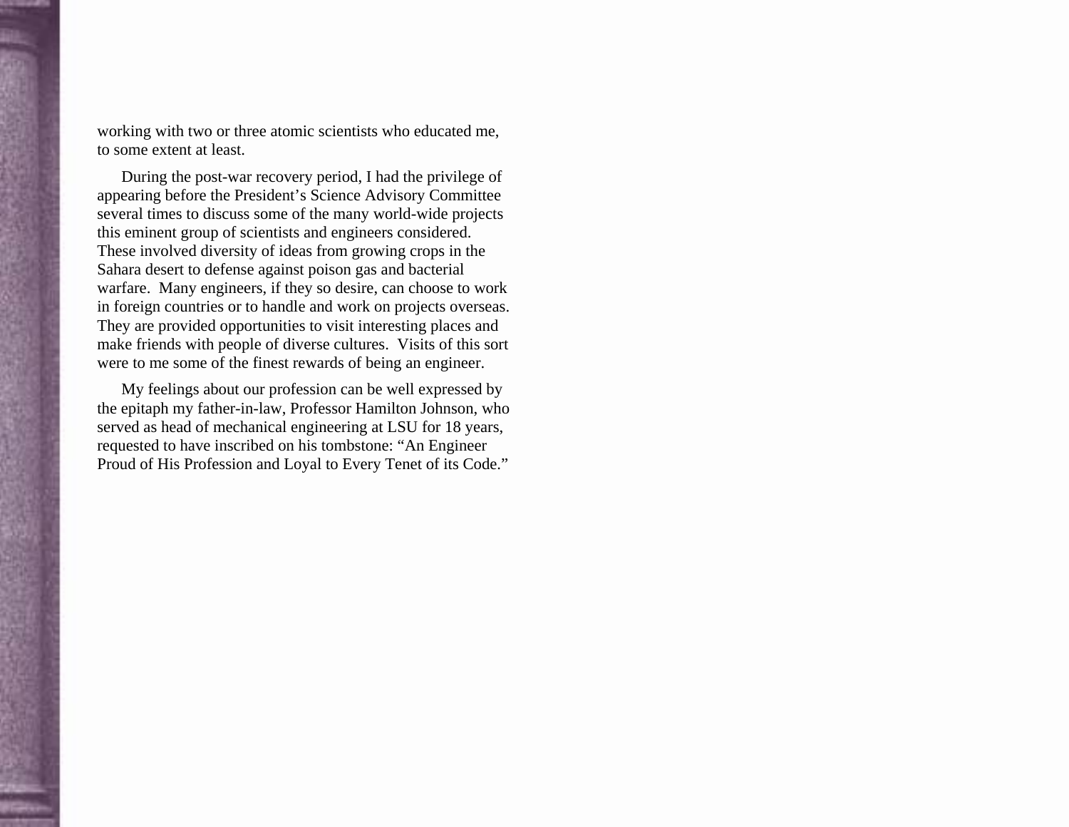working with two or three atomic scientists who educated me, to some extent at least.

During the post-war recovery period, I had the privilege of appearing before the President's Science Advisory Committee several times to discuss some of the many world-wide projects this eminent group of scientists and engineers considered. These involved diversity of ideas from growing crops in the Sahara desert to defense against poison gas and bacterial warfare. Many engineers, if they so desire, can choose to work in foreign countries or to handle and work on projects overseas. They are provided opportunities to visit interesting places and make friends with people of diverse cultures. Visits of this sort were to me some of the finest rewards of being an engineer.

My feelings about our profession can be well expressed by the epitaph my father-in-law, Professor Hamilton Johnson, who served as head of mechanical engineering at LSU for 18 years, requested to have inscribed on his tombstone: "An Engineer Proud of His Profession and Loyal to Every Tenet of its Code."